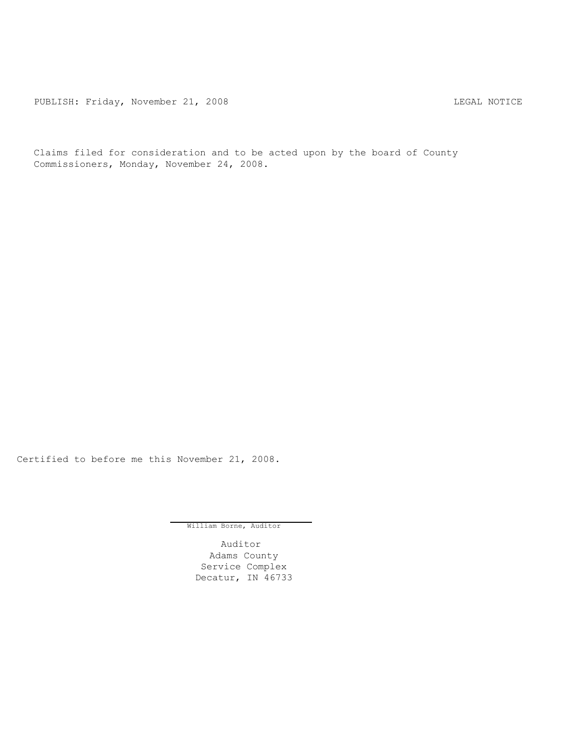PUBLISH: Friday, November 21, 2008 LEGAL NOTICE

Claims filed for consideration and to be acted upon by the board of County Commissioners, Monday, November 24, 2008.

Certified to before me this November 21, 2008.

William Borne, Auditor

Auditor
Adams County
Service Complex
Decatur, IN 46733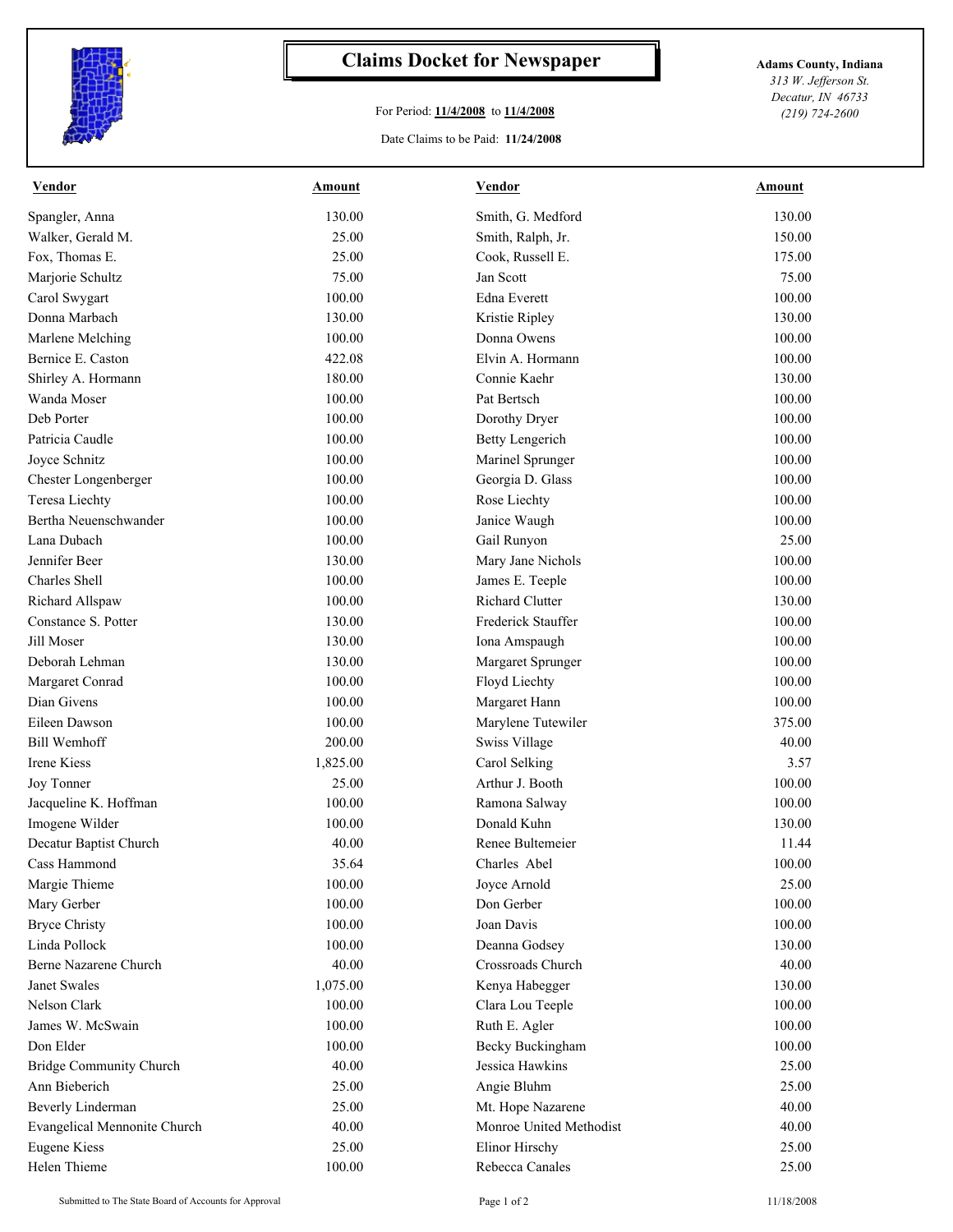# Claims Docket for Newspaper

For Period: **11/4/2008** to **11/4/2008**

Date Claims to be Paid: **11/24/2008**

**Adams County, Indiana**
*313 W. Jefferson St.*
*Decatur, IN 46733*
*(219) 724-2600*

| Vendor | Amount | Vendor | Amount |
|---|---|---|---|
| Spangler, Anna | 130.00 | Smith, G. Medford | 130.00 |
| Walker, Gerald M. | 25.00 | Smith, Ralph, Jr. | 150.00 |
| Fox, Thomas E. | 25.00 | Cook, Russell E. | 175.00 |
| Marjorie Schultz | 75.00 | Jan Scott | 75.00 |
| Carol Swygart | 100.00 | Edna Everett | 100.00 |
| Donna Marbach | 130.00 | Kristie Ripley | 130.00 |
| Marlene Melching | 100.00 | Donna Owens | 100.00 |
| Bernice E. Caston | 422.08 | Elvin A. Hormann | 100.00 |
| Shirley A. Hormann | 180.00 | Connie Kaehr | 130.00 |
| Wanda Moser | 100.00 | Pat Bertsch | 100.00 |
| Deb Porter | 100.00 | Dorothy Dryer | 100.00 |
| Patricia Caudle | 100.00 | Betty Lengerich | 100.00 |
| Joyce Schnitz | 100.00 | Marinel Sprunger | 100.00 |
| Chester Longenberger | 100.00 | Georgia D. Glass | 100.00 |
| Teresa Liechty | 100.00 | Rose Liechty | 100.00 |
| Bertha Neuenschwander | 100.00 | Janice Waugh | 100.00 |
| Lana Dubach | 100.00 | Gail Runyon | 25.00 |
| Jennifer Beer | 130.00 | Mary Jane Nichols | 100.00 |
| Charles Shell | 100.00 | James E. Teeple | 100.00 |
| Richard Allspaw | 100.00 | Richard Clutter | 130.00 |
| Constance S. Potter | 130.00 | Frederick Stauffer | 100.00 |
| Jill Moser | 130.00 | Iona Amspaugh | 100.00 |
| Deborah Lehman | 130.00 | Margaret Sprunger | 100.00 |
| Margaret Conrad | 100.00 | Floyd Liechty | 100.00 |
| Dian Givens | 100.00 | Margaret Hann | 100.00 |
| Eileen Dawson | 100.00 | Marylene Tutewiler | 375.00 |
| Bill Wemhoff | 200.00 | Swiss Village | 40.00 |
| Irene Kiess | 1,825.00 | Carol Selking | 3.57 |
| Joy Tonner | 25.00 | Arthur J. Booth | 100.00 |
| Jacqueline K. Hoffman | 100.00 | Ramona Salway | 100.00 |
| Imogene Wilder | 100.00 | Donald Kuhn | 130.00 |
| Decatur Baptist Church | 40.00 | Renee Bultemeier | 11.44 |
| Cass Hammond | 35.64 | Charles Abel | 100.00 |
| Margie Thieme | 100.00 | Joyce Arnold | 25.00 |
| Mary Gerber | 100.00 | Don Gerber | 100.00 |
| Bryce Christy | 100.00 | Joan Davis | 100.00 |
| Linda Pollock | 100.00 | Deanna Godsey | 130.00 |
| Berne Nazarene Church | 40.00 | Crossroads Church | 40.00 |
| Janet Swales | 1,075.00 | Kenya Habegger | 130.00 |
| Nelson Clark | 100.00 | Clara Lou Teeple | 100.00 |
| James W. McSwain | 100.00 | Ruth E. Agler | 100.00 |
| Don Elder | 100.00 | Becky Buckingham | 100.00 |
| Bridge Community Church | 40.00 | Jessica Hawkins | 25.00 |
| Ann Bieberich | 25.00 | Angie Bluhm | 25.00 |
| Beverly Linderman | 25.00 | Mt. Hope Nazarene | 40.00 |
| Evangelical Mennonite Church | 40.00 | Monroe United Methodist | 40.00 |
| Eugene Kiess | 25.00 | Elinor Hirschy | 25.00 |
| Helen Thieme | 100.00 | Rebecca Canales | 25.00 |

Submitted to The State Board of Accounts for Approval — 11/18/2008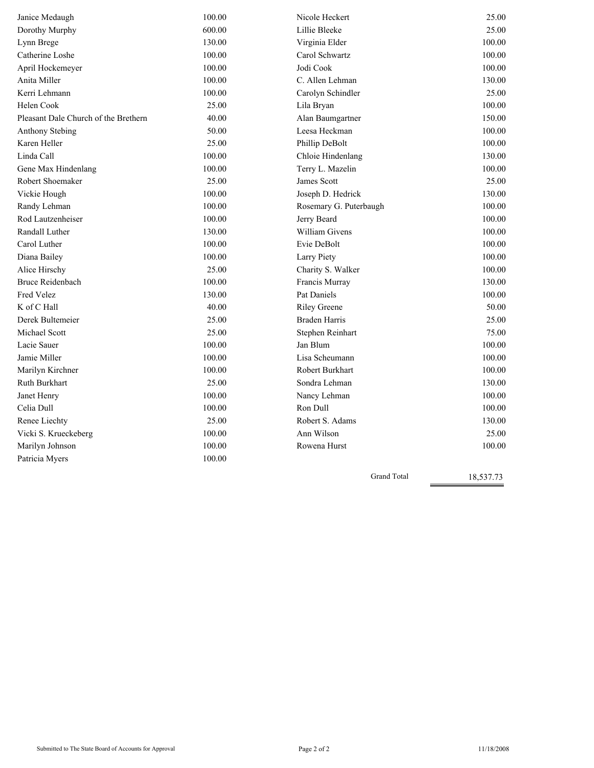| | |
|---|---|
| Janice Medaugh | 100.00 |
| Dorothy Murphy | 600.00 |
| Lynn Brege | 130.00 |
| Catherine Loshe | 100.00 |
| April Hockemeyer | 100.00 |
| Anita Miller | 100.00 |
| Kerri Lehmann | 100.00 |
| Helen Cook | 25.00 |
| Pleasant Dale Church of the Brethern | 40.00 |
| Anthony Stebing | 50.00 |
| Karen Heller | 25.00 |
| Linda Call | 100.00 |
| Gene Max Hindenlang | 100.00 |
| Robert Shoemaker | 25.00 |
| Vickie Hough | 100.00 |
| Randy Lehman | 100.00 |
| Rod Lautzenheiser | 100.00 |
| Randall Luther | 130.00 |
| Carol Luther | 100.00 |
| Diana Bailey | 100.00 |
| Alice Hirschy | 25.00 |
| Bruce Reidenbach | 100.00 |
| Fred Velez | 130.00 |
| K of C Hall | 40.00 |
| Derek Bultemeier | 25.00 |
| Michael Scott | 25.00 |
| Lacie Sauer | 100.00 |
| Jamie Miller | 100.00 |
| Marilyn Kirchner | 100.00 |
| Ruth Burkhart | 25.00 |
| Janet Henry | 100.00 |
| Celia Dull | 100.00 |
| Renee Liechty | 25.00 |
| Vicki S. Krueckeberg | 100.00 |
| Marilyn Johnson | 100.00 |
| Patricia Myers | 100.00 |
| Nicole Heckert | 25.00 |
| Lillie Bleeke | 25.00 |
| Virginia Elder | 100.00 |
| Carol Schwartz | 100.00 |
| Jodi Cook | 100.00 |
| C. Allen Lehman | 130.00 |
| Carolyn Schindler | 25.00 |
| Lila Bryan | 100.00 |
| Alan Baumgartner | 150.00 |
| Leesa Heckman | 100.00 |
| Phillip DeBolt | 100.00 |
| Chloie Hindenlang | 130.00 |
| Terry L. Mazelin | 100.00 |
| James Scott | 25.00 |
| Joseph D. Hedrick | 130.00 |
| Rosemary G. Puterbaugh | 100.00 |
| Jerry Beard | 100.00 |
| William Givens | 100.00 |
| Evie DeBolt | 100.00 |
| Larry Piety | 100.00 |
| Charity S. Walker | 100.00 |
| Francis Murray | 130.00 |
| Pat Daniels | 100.00 |
| Riley Greene | 50.00 |
| Braden Harris | 25.00 |
| Stephen Reinhart | 75.00 |
| Jan Blum | 100.00 |
| Lisa Scheumann | 100.00 |
| Robert Burkhart | 100.00 |
| Sondra Lehman | 130.00 |
| Nancy Lehman | 100.00 |
| Ron Dull | 100.00 |
| Robert S. Adams | 130.00 |
| Ann Wilson | 25.00 |
| Rowena Hurst | 100.00 |
| **Grand Total** | **18,537.73** |

Submitted to The State Board of Accounts for Approval 11/18/2008